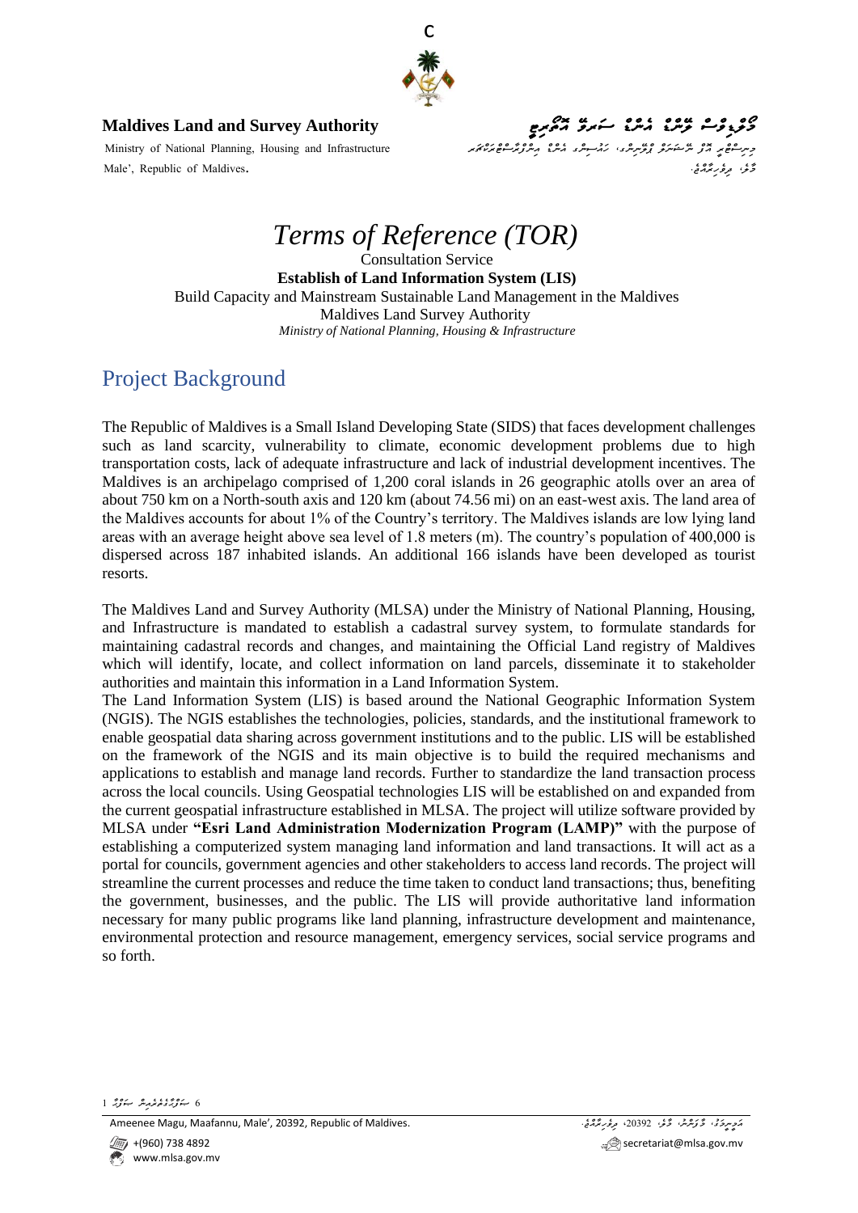**Maldives Land and Survey Authority**

Ministry of National Planning, Housing and Infrastructure

Male', Republic of Maldives.

# *Terms of Reference (TOR)*

Consultation Service

**Establish of Land Information System (LIS)**

Build Capacity and Mainstream Sustainable Land Management in the Maldives

Maldives Land Survey Authority

*Ministry of National Planning, Housing & Infrastructure*

## Project Background

The Republic of Maldives is a Small Island Developing State (SIDS) that faces development challenges such as land scarcity, vulnerability to climate, economic development problems due to high transportation costs, lack of adequate infrastructure and lack of industrial development incentives. The Maldives is an archipelago comprised of 1,200 coral islands in 26 geographic atolls over an area of about 750 km on a North-south axis and 120 km (about 74.56 mi) on an east-west axis. The land area of the Maldives accounts for about 1% of the Country's territory. The Maldives islands are low lying land areas with an average height above sea level of 1.8 meters (m). The country's population of 400,000 is dispersed across 187 inhabited islands. An additional 166 islands have been developed as tourist resorts.

The Maldives Land and Survey Authority (MLSA) under the Ministry of National Planning, Housing, and Infrastructure is mandated to establish a cadastral survey system, to formulate standards for maintaining cadastral records and changes, and maintaining the Official Land registry of Maldives which will identify, locate, and collect information on land parcels, disseminate it to stakeholder authorities and maintain this information in a Land Information System.

The Land Information System (LIS) is based around the National Geographic Information System (NGIS). The NGIS establishes the technologies, policies, standards, and the institutional framework to enable geospatial data sharing across government institutions and to the public. LIS will be established on the framework of the NGIS and its main objective is to build the required mechanisms and applications to establish and manage land records. Further to standardize the land transaction process across the local councils. Using Geospatial technologies LIS will be established on and expanded from the current geospatial infrastructure established in MLSA. The project will utilize software provided by MLSA under **"Esri Land Administration Modernization Program (LAMP)"** with the purpose of establishing a computerized system managing land information and land transactions. It will act as a portal for councils, government agencies and other stakeholders to access land records. The project will streamline the current processes and reduce the time taken to conduct land transactions; thus, benefiting the government, businesses, and the public. The LIS will provide authoritative land information necessary for many public programs like land planning, infrastructure development and maintenance, environmental protection and resource management, emergency services, social service programs and so forth.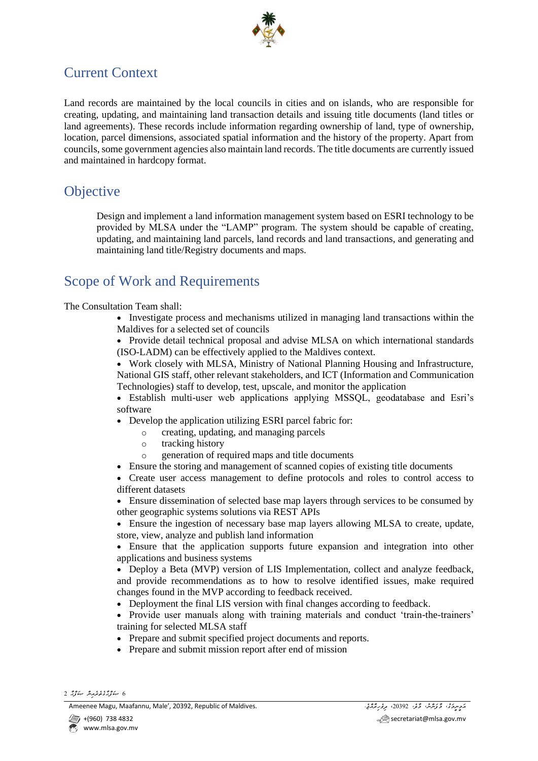## Current Context

Land records are maintained by the local councils in cities and on islands, who are responsible for creating, updating, and maintaining land transaction details and issuing title documents (land titles or land agreements). These records include information regarding ownership of land, type of ownership, location, parcel dimensions, associated spatial information and the history of the property. Apart from councils, some government agencies also maintain land records. The title documents are currently issued and maintained in hardcopy format.

## Objective

Design and implement a land information management system based on ESRI technology to be provided by MLSA under the "LAMP" program. The system should be capable of creating, updating, and maintaining land parcels, land records and land transactions, and generating and maintaining land title/Registry documents and maps.

## Scope of Work and Requirements

The Consultation Team shall:

- Investigate process and mechanisms utilized in managing land transactions within the Maldives for a selected set of councils
- Provide detail technical proposal and advise MLSA on which international standards (ISO-LADM) can be effectively applied to the Maldives context.
- Work closely with MLSA, Ministry of National Planning Housing and Infrastructure, National GIS staff, other relevant stakeholders, and ICT (Information and Communication Technologies) staff to develop, test, upscale, and monitor the application
- Establish multi-user web applications applying MSSQL, geodatabase and Esri's software
- Develop the application utilizing ESRI parcel fabric for:
  - creating, updating, and managing parcels
  - tracking history
  - generation of required maps and title documents
- Ensure the storing and management of scanned copies of existing title documents
- Create user access management to define protocols and roles to control access to different datasets
- Ensure dissemination of selected base map layers through services to be consumed by other geographic systems solutions via REST APIs
- Ensure the ingestion of necessary base map layers allowing MLSA to create, update, store, view, analyze and publish land information
- Ensure that the application supports future expansion and integration into other applications and business systems
- Deploy a Beta (MVP) version of LIS Implementation, collect and analyze feedback, and provide recommendations as to how to resolve identified issues, make required changes found in the MVP according to feedback received.
- Deployment the final LIS version with final changes according to feedback.
- Provide user manuals along with training materials and conduct 'train-the-trainers' training for selected MLSA staff
- Prepare and submit specified project documents and reports.
- Prepare and submit mission report after end of mission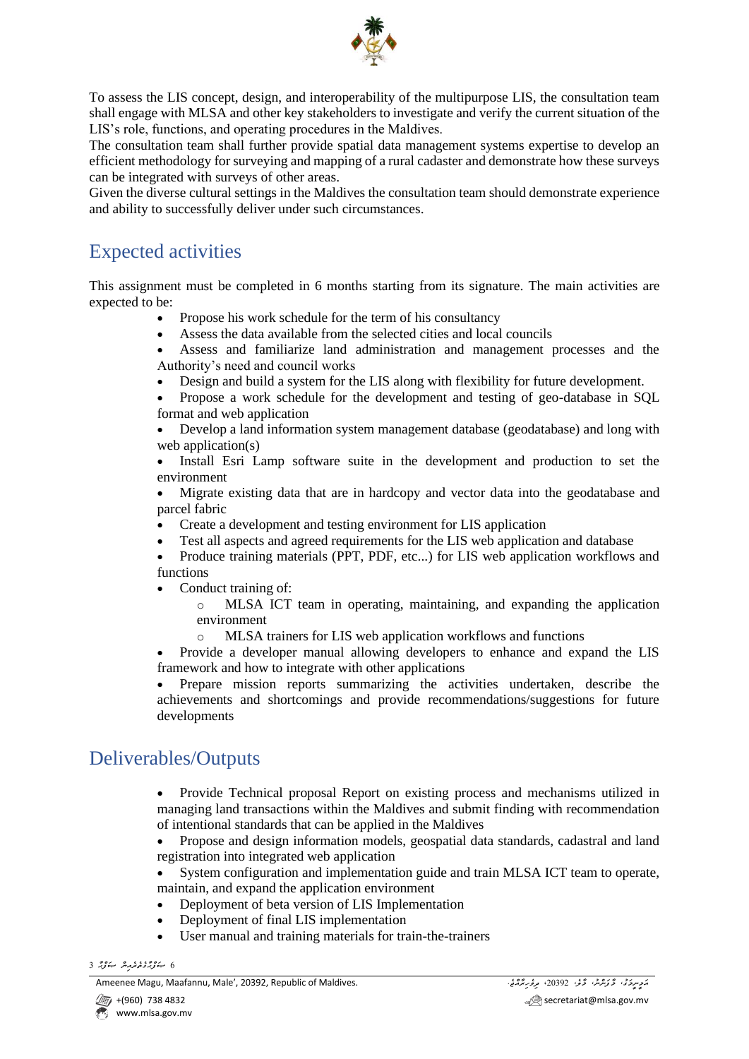To assess the LIS concept, design, and interoperability of the multipurpose LIS, the consultation team shall engage with MLSA and other key stakeholders to investigate and verify the current situation of the LIS's role, functions, and operating procedures in the Maldives.
The consultation team shall further provide spatial data management systems expertise to develop an efficient methodology for surveying and mapping of a rural cadaster and demonstrate how these surveys can be integrated with surveys of other areas.
Given the diverse cultural settings in the Maldives the consultation team should demonstrate experience and ability to successfully deliver under such circumstances.

## Expected activities

This assignment must be completed in 6 months starting from its signature. The main activities are expected to be:

- Propose his work schedule for the term of his consultancy
- Assess the data available from the selected cities and local councils
- Assess and familiarize land administration and management processes and the Authority's need and council works
- Design and build a system for the LIS along with flexibility for future development.
- Propose a work schedule for the development and testing of geo-database in SQL format and web application
- Develop a land information system management database (geodatabase) and long with web application(s)
- Install Esri Lamp software suite in the development and production to set the environment
- Migrate existing data that are in hardcopy and vector data into the geodatabase and parcel fabric
- Create a development and testing environment for LIS application
- Test all aspects and agreed requirements for the LIS web application and database
- Produce training materials (PPT, PDF, etc...) for LIS web application workflows and functions
- Conduct training of:
  - MLSA ICT team in operating, maintaining, and expanding the application environment
  - MLSA trainers for LIS web application workflows and functions
- Provide a developer manual allowing developers to enhance and expand the LIS framework and how to integrate with other applications
- Prepare mission reports summarizing the activities undertaken, describe the achievements and shortcomings and provide recommendations/suggestions for future developments

## Deliverables/Outputs

- Provide Technical proposal Report on existing process and mechanisms utilized in managing land transactions within the Maldives and submit finding with recommendation of intentional standards that can be applied in the Maldives
- Propose and design information models, geospatial data standards, cadastral and land registration into integrated web application
- System configuration and implementation guide and train MLSA ICT team to operate, maintain, and expand the application environment
- Deployment of beta version of LIS Implementation
- Deployment of final LIS implementation
- User manual and training materials for train-the-trainers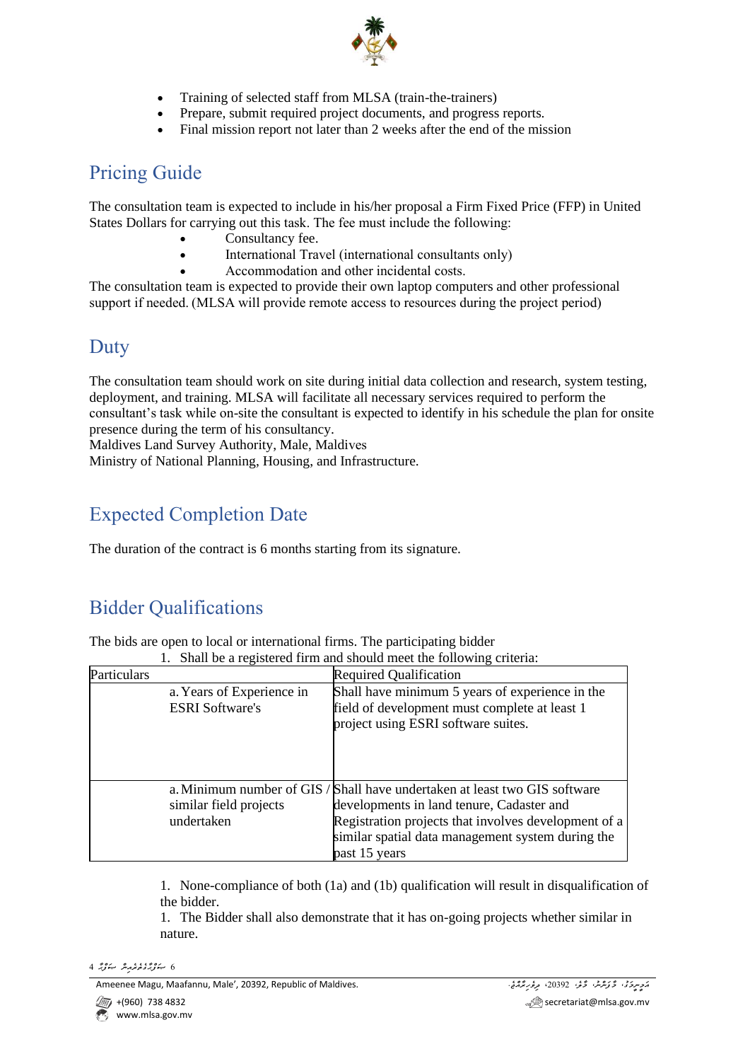- Training of selected staff from MLSA (train-the-trainers)
- Prepare, submit required project documents, and progress reports.
- Final mission report not later than 2 weeks after the end of the mission

## Pricing Guide

The consultation team is expected to include in his/her proposal a Firm Fixed Price (FFP) in United States Dollars for carrying out this task. The fee must include the following:

- Consultancy fee.
- International Travel (international consultants only)
- Accommodation and other incidental costs.

The consultation team is expected to provide their own laptop computers and other professional support if needed. (MLSA will provide remote access to resources during the project period)

## Duty

The consultation team should work on site during initial data collection and research, system testing, deployment, and training. MLSA will facilitate all necessary services required to perform the consultant's task while on-site the consultant is expected to identify in his schedule the plan for onsite presence during the term of his consultancy.
Maldives Land Survey Authority, Male, Maldives
Ministry of National Planning, Housing, and Infrastructure.

## Expected Completion Date

The duration of the contract is 6 months starting from its signature.

## Bidder Qualifications

The bids are open to local or international firms. The participating bidder

1. Shall be a registered firm and should meet the following criteria:

| Particulars | Required Qualification |
|---|---|
| a. Years of Experience in ESRI Software's | Shall have minimum 5 years of experience in the field of development must complete at least 1 project using ESRI software suites. |
| a. Minimum number of GIS / similar field projects undertaken | Shall have undertaken at least two GIS software developments in land tenure, Cadaster and Registration projects that involves development of a similar spatial data management system during the past 15 years |

1. None-compliance of both (1a) and (1b) qualification will result in disqualification of the bidder.
1. The Bidder shall also demonstrate that it has on-going projects whether similar in nature.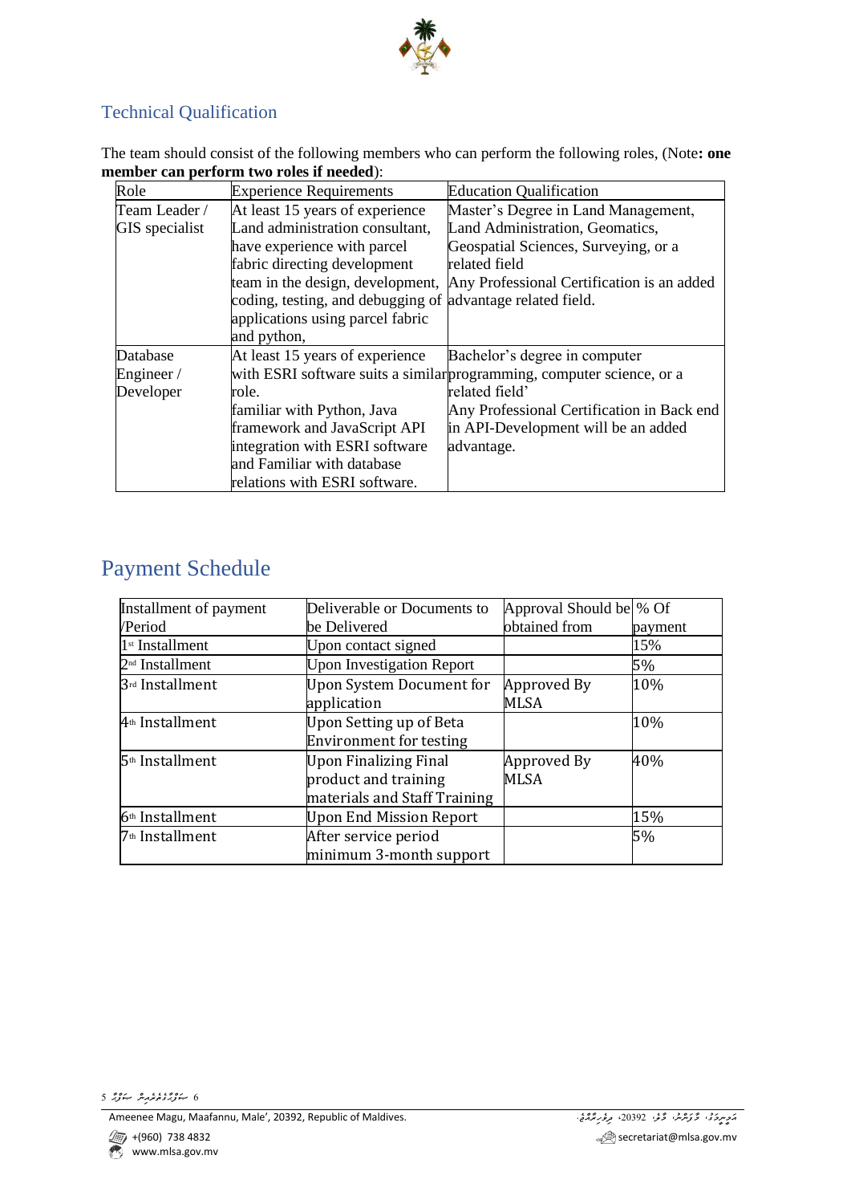## Technical Qualification

The team should consist of the following members who can perform the following roles, (Note**: one member can perform two roles if needed**):

| Role | Experience Requirements | Education Qualification |
|---|---|---|
| Team Leader / GIS specialist | At least 15 years of experience Land administration consultant, have experience with parcel fabric directing development team in the design, development, coding, testing, and debugging of applications using parcel fabric and python, | Master's Degree in Land Management, Land Administration, Geomatics, Geospatial Sciences, Surveying, or a related field<br>Any Professional Certification is an added advantage related field. |
| Database Engineer / Developer | At least 15 years of experience with ESRI software suits a similar role.<br>familiar with Python, Java framework and JavaScript API integration with ESRI software and Familiar with database relations with ESRI software. | Bachelor's degree in computer programming, computer science, or a related field'<br>Any Professional Certification in Back end in API-Development will be an added advantage. |

## Payment Schedule

| Installment of payment /Period | Deliverable or Documents to be Delivered | Approval Should be obtained from | % Of payment |
|---|---|---|---|
| 1st Installment | Upon contact signed | | 15% |
| 2nd Installment | Upon Investigation Report | | 5% |
| 3rd Installment | Upon System Document for application | Approved By MLSA | 10% |
| 4th Installment | Upon Setting up of Beta Environment for testing | | 10% |
| 5th Installment | Upon Finalizing Final product and training materials and Staff Training | Approved By MLSA | 40% |
| 6th Installment | Upon End Mission Report | | 15% |
| 7th Installment | After service period minimum 3-month support | | 5% |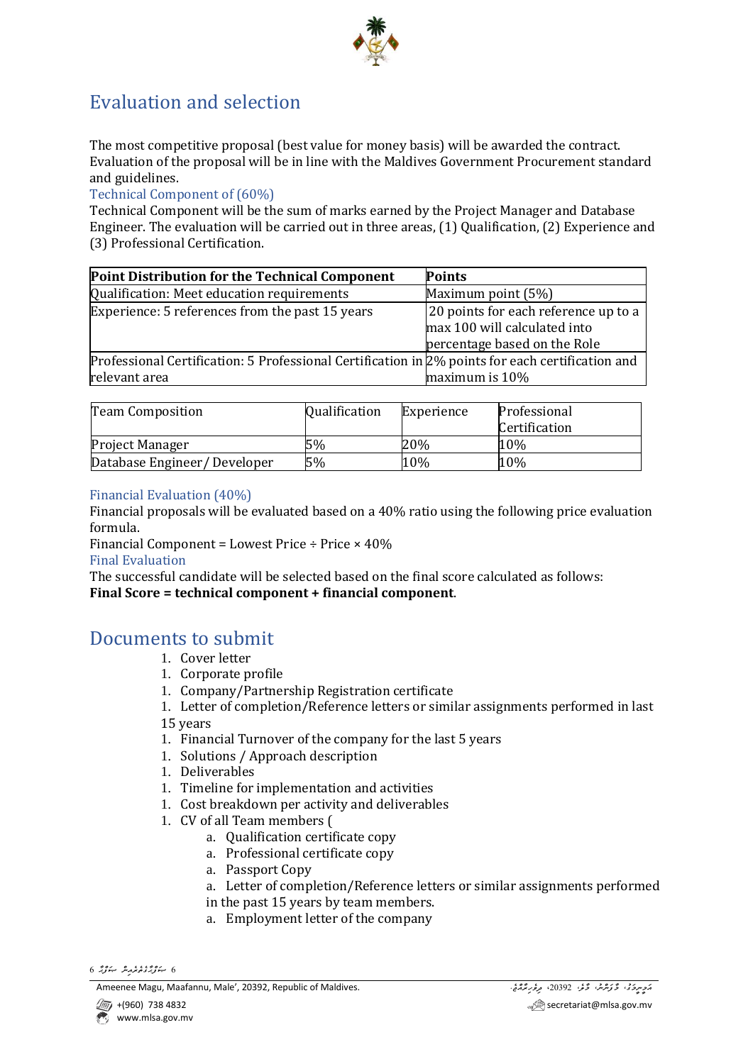# Evaluation and selection

The most competitive proposal (best value for money basis) will be awarded the contract. Evaluation of the proposal will be in line with the Maldives Government Procurement standard and guidelines.

### Technical Component of (60%)

Technical Component will be the sum of marks earned by the Project Manager and Database Engineer. The evaluation will be carried out in three areas, (1) Qualification, (2) Experience and (3) Professional Certification.

| **Point Distribution for the Technical Component** | **Points** |
|---|---|
| Qualification: Meet education requirements | Maximum point (5%) |
| Experience: 5 references from the past 15 years | 20 points for each reference up to a max 100 will calculated into percentage based on the Role |
| Professional Certification: 5 Professional Certification in relevant area | 2% points for each certification and maximum is 10% |

| Team Composition | Qualification | Experience | Professional Certification |
|---|---|---|---|
| Project Manager | 5% | 20% | 10% |
| Database Engineer/ Developer | 5% | 10% | 10% |

### Financial Evaluation (40%)

Financial proposals will be evaluated based on a 40% ratio using the following price evaluation formula.

Financial Component = Lowest Price ÷ Price × 40%

### Final Evaluation

The successful candidate will be selected based on the final score calculated as follows:

**Final Score = technical component + financial component**.

# Documents to submit

1. Cover letter
1. Corporate profile
1. Company/Partnership Registration certificate
1. Letter of completion/Reference letters or similar assignments performed in last 15 years
1. Financial Turnover of the company for the last 5 years
1. Solutions / Approach description
1. Deliverables
1. Timeline for implementation and activities
1. Cost breakdown per activity and deliverables
1. CV of all Team members (
   a. Qualification certificate copy
   a. Professional certificate copy
   a. Passport Copy
   a. Letter of completion/Reference letters or similar assignments performed in the past 15 years by team members.
   a. Employment letter of the company